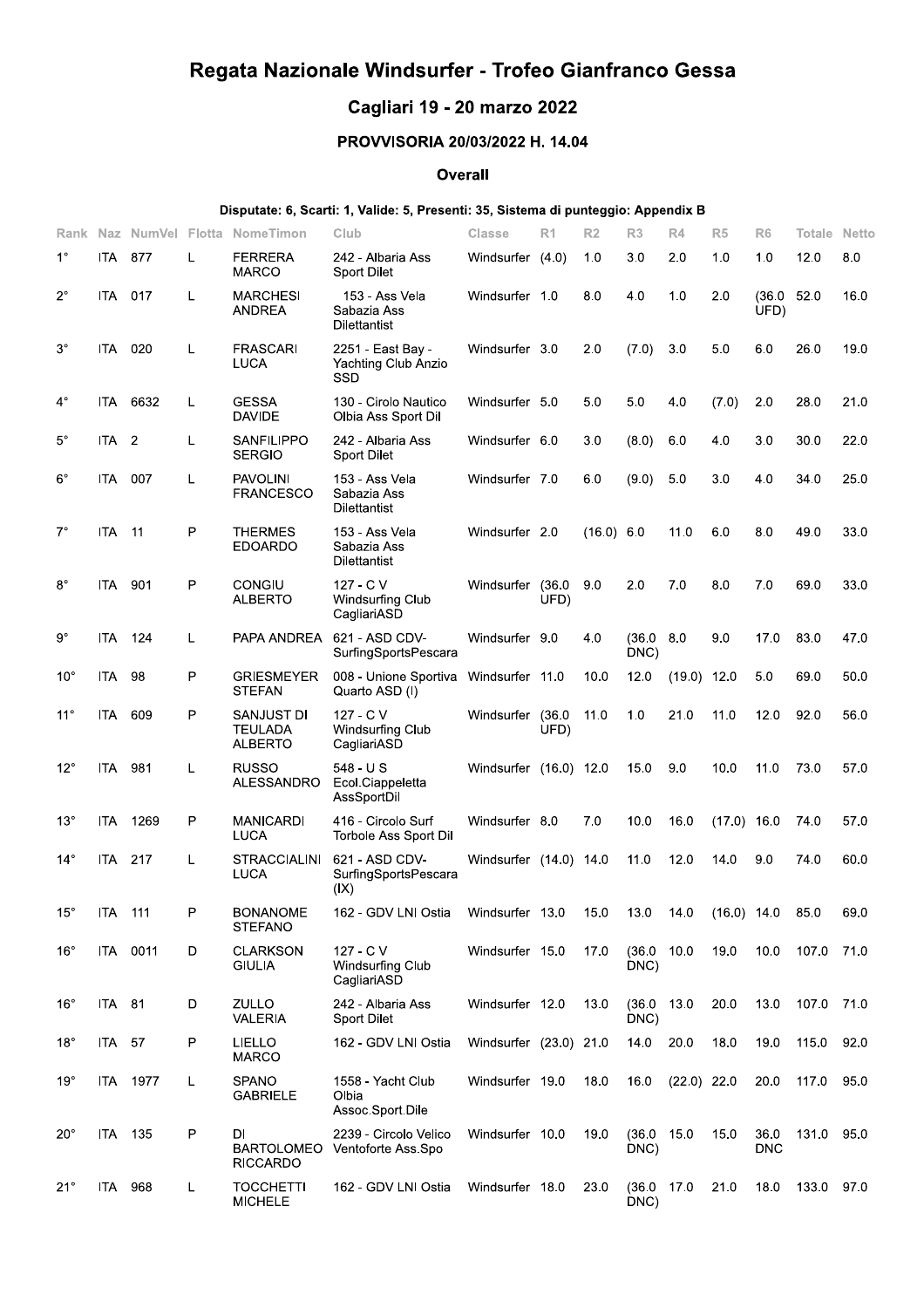# Regata Nazionale Windsurfer - Trofeo Gianfranco Gessa

## Cagliari 19 - 20 marzo 2022

### PROVVISORIA 20/03/2022 H. 14.04

#### Overall

**Disputate: 6, Scarti: 1, Valide: 5, Presenti: 35, Sistema di punteggio: Appendix B**

| Rank | Naz | NumVel | Flotta | NomeTimon | Club | Classe | R1 | R2 | R3 | R4 | R5 | R6 | Totale | Netto |
|---|---|---|---|---|---|---|---|---|---|---|---|---|---|---|
| 1° | ITA | 877 | L | FERRERA MARCO | 242 - Albaria Ass Sport Dilet | Windsurfer | (4.0) | 1.0 | 3.0 | 2.0 | 1.0 | 1.0 | 12.0 | 8.0 |
| 2° | ITA | 017 | L | MARCHESI ANDREA | 153 - Ass Vela Sabazia Ass Dilettantist | Windsurfer | 1.0 | 8.0 | 4.0 | 1.0 | 2.0 | (36.0 UFD) | 52.0 | 16.0 |
| 3° | ITA | 020 | L | FRASCARI LUCA | 2251 - East Bay - Yachting Club Anzio SSD | Windsurfer | 3.0 | 2.0 | (7.0) | 3.0 | 5.0 | 6.0 | 26.0 | 19.0 |
| 4° | ITA | 6632 | L | GESSA DAVIDE | 130 - Cirolo Nautico Olbia Ass Sport Dil | Windsurfer | 5.0 | 5.0 | 5.0 | 4.0 | (7.0) | 2.0 | 28.0 | 21.0 |
| 5° | ITA | 2 | L | SANFILIPPO SERGIO | 242 - Albaria Ass Sport Dilet | Windsurfer | 6.0 | 3.0 | (8.0) | 6.0 | 4.0 | 3.0 | 30.0 | 22.0 |
| 6° | ITA | 007 | L | PAVOLINI FRANCESCO | 153 - Ass Vela Sabazia Ass Dilettantist | Windsurfer | 7.0 | 6.0 | (9.0) | 5.0 | 3.0 | 4.0 | 34.0 | 25.0 |
| 7° | ITA | 11 | P | THERMES EDOARDO | 153 - Ass Vela Sabazia Ass Dilettantist | Windsurfer | 2.0 | (16.0) | 6.0 | 11.0 | 6.0 | 8.0 | 49.0 | 33.0 |
| 8° | ITA | 901 | P | CONGIU ALBERTO | 127 - C V Windsurfing Club CagliariASD | Windsurfer | (36.0 UFD) | 9.0 | 2.0 | 7.0 | 8.0 | 7.0 | 69.0 | 33.0 |
| 9° | ITA | 124 | L | PAPA ANDREA | 621 - ASD CDV-SurfingSportsPescara | Windsurfer | 9.0 | 4.0 | (36.0 DNC) | 8.0 | 9.0 | 17.0 | 83.0 | 47.0 |
| 10° | ITA | 98 | P | GRIESMEYER STEFAN | 008 - Unione Sportiva Quarto ASD (I) | Windsurfer | 11.0 | 10.0 | 12.0 | (19.0) | 12.0 | 5.0 | 69.0 | 50.0 |
| 11° | ITA | 609 | P | SANJUST DI TEULADA ALBERTO | 127 - C V Windsurfing Club CagliariASD | Windsurfer | (36.0 UFD) | 11.0 | 1.0 | 21.0 | 11.0 | 12.0 | 92.0 | 56.0 |
| 12° | ITA | 981 | L | RUSSO ALESSANDRO | 548 - U S Ecol.Ciappeletta AssSportDil | Windsurfer | (16.0) | 12.0 | 15.0 | 9.0 | 10.0 | 11.0 | 73.0 | 57.0 |
| 13° | ITA | 1269 | P | MANICARDI LUCA | 416 - Circolo Surf Torbole Ass Sport Dil | Windsurfer | 8.0 | 7.0 | 10.0 | 16.0 | (17.0) | 16.0 | 74.0 | 57.0 |
| 14° | ITA | 217 | L | STRACCIALINI LUCA | 621 - ASD CDV-SurfingSportsPescara (IX) | Windsurfer | (14.0) | 14.0 | 11.0 | 12.0 | 14.0 | 9.0 | 74.0 | 60.0 |
| 15° | ITA | 111 | P | BONANOME STEFANO | 162 - GDV LNI Ostia | Windsurfer | 13.0 | 15.0 | 13.0 | 14.0 | (16.0) | 14.0 | 85.0 | 69.0 |
| 16° | ITA | 0011 | D | CLARKSON GIULIA | 127 - C V Windsurfing Club CagliariASD | Windsurfer | 15.0 | 17.0 | (36.0 DNC) | 10.0 | 19.0 | 10.0 | 107.0 | 71.0 |
| 16° | ITA | 81 | D | ZULLO VALERIA | 242 - Albaria Ass Sport Dilet | Windsurfer | 12.0 | 13.0 | (36.0 DNC) | 13.0 | 20.0 | 13.0 | 107.0 | 71.0 |
| 18° | ITA | 57 | P | LIELLO MARCO | 162 - GDV LNI Ostia | Windsurfer | (23.0) | 21.0 | 14.0 | 20.0 | 18.0 | 19.0 | 115.0 | 92.0 |
| 19° | ITA | 1977 | L | SPANO GABRIELE | 1558 - Yacht Club Olbia Assoc.Sport.Dile | Windsurfer | 19.0 | 18.0 | 16.0 | (22.0) | 22.0 | 20.0 | 117.0 | 95.0 |
| 20° | ITA | 135 | P | DI BARTOLOMEO RICCARDO | 2239 - Circolo Velico Ventoforte Ass.Spo | Windsurfer | 10.0 | 19.0 | (36.0 DNC) | 15.0 | 15.0 | 36.0 DNC | 131.0 | 95.0 |
| 21° | ITA | 968 | L | TOCCHETTI MICHELE | 162 - GDV LNI Ostia | Windsurfer | 18.0 | 23.0 | (36.0 DNC) | 17.0 | 21.0 | 18.0 | 133.0 | 97.0 |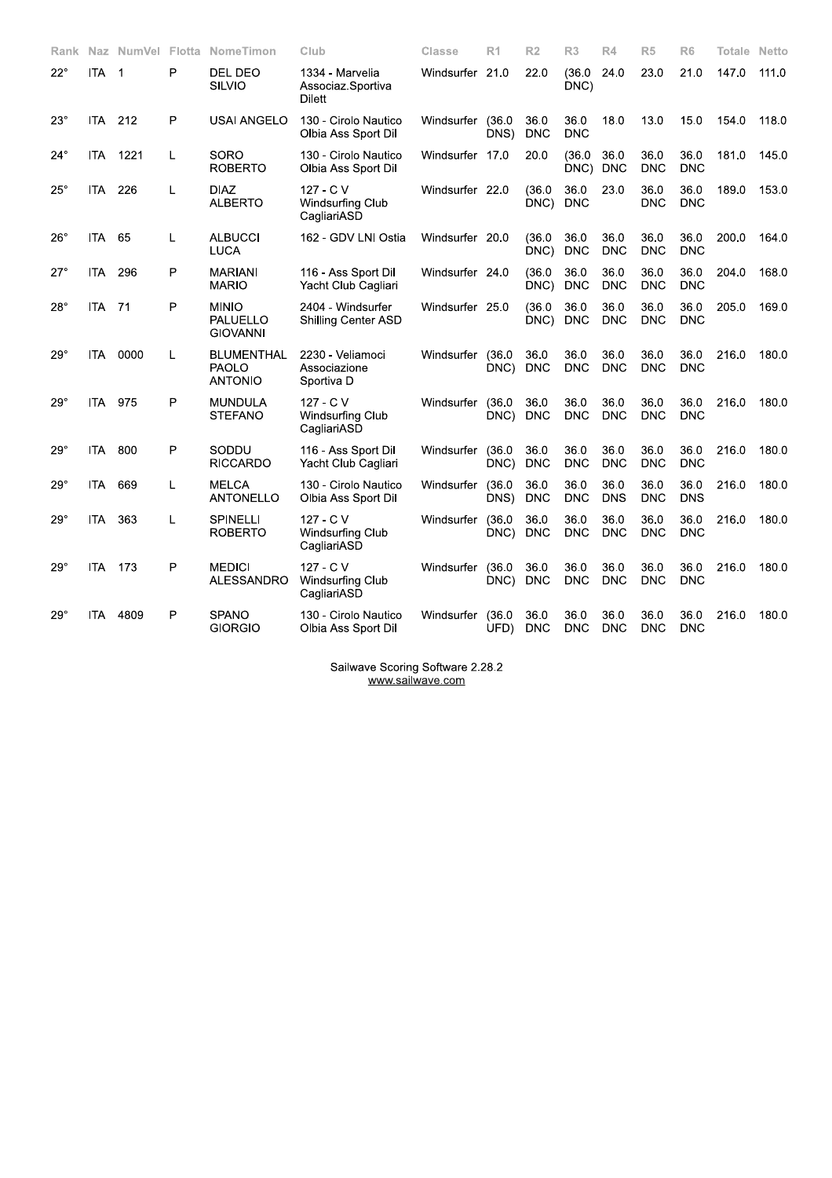| Rank | Naz | NumVel | Flotta | NomeTimon | Club | Classe | R1 | R2 | R3 | R4 | R5 | R6 | Totale | Netto |
|---|---|---|---|---|---|---|---|---|---|---|---|---|---|---|
| 22° | ITA | 1 | P | DEL DEO SILVIO | 1334 - Marvelia Associaz.Sportiva Dilett | Windsurfer | 21.0 | 22.0 | (36.0 DNC) | 24.0 | 23.0 | 21.0 | 147.0 | 111.0 |
| 23° | ITA | 212 | P | USAI ANGELO | 130 - Cirolo Nautico Olbia Ass Sport Dil | Windsurfer | (36.0 DNS) | 36.0 DNC | 36.0 DNC | 18.0 | 13.0 | 15.0 | 154.0 | 118.0 |
| 24° | ITA | 1221 | L | SORO ROBERTO | 130 - Cirolo Nautico Olbia Ass Sport Dil | Windsurfer | 17.0 | 20.0 | (36.0 DNC) | 36.0 DNC | 36.0 DNC | 36.0 DNC | 181.0 | 145.0 |
| 25° | ITA | 226 | L | DIAZ ALBERTO | 127 - C V Windsurfing Club CagliariASD | Windsurfer | 22.0 | (36.0 DNC) | 36.0 DNC | 23.0 | 36.0 DNC | 36.0 DNC | 189.0 | 153.0 |
| 26° | ITA | 65 | L | ALBUCCI LUCA | 162 - GDV LNI Ostia | Windsurfer | 20.0 | (36.0 DNC) | 36.0 DNC | 36.0 DNC | 36.0 DNC | 36.0 DNC | 200.0 | 164.0 |
| 27° | ITA | 296 | P | MARIANI MARIO | 116 - Ass Sport Dil Yacht Club Cagliari | Windsurfer | 24.0 | (36.0 DNC) | 36.0 DNC | 36.0 DNC | 36.0 DNC | 36.0 DNC | 204.0 | 168.0 |
| 28° | ITA | 71 | P | MINIO PALUELLO GIOVANNI | 2404 - Windsurfer Shilling Center ASD | Windsurfer | 25.0 | (36.0 DNC) | 36.0 DNC | 36.0 DNC | 36.0 DNC | 36.0 DNC | 205.0 | 169.0 |
| 29° | ITA | 0000 | L | BLUMENTHAL PAOLO ANTONIO | 2230 - Veliamoci Associazione Sportiva D | Windsurfer | (36.0 DNC) | 36.0 DNC | 36.0 DNC | 36.0 DNC | 36.0 DNC | 36.0 DNC | 216.0 | 180.0 |
| 29° | ITA | 975 | P | MUNDULA STEFANO | 127 - C V Windsurfing Club CagliariASD | Windsurfer | (36.0 DNC) | 36.0 DNC | 36.0 DNC | 36.0 DNC | 36.0 DNC | 36.0 DNC | 216.0 | 180.0 |
| 29° | ITA | 800 | P | SODDU RICCARDO | 116 - Ass Sport Dil Yacht Club Cagliari | Windsurfer | (36.0 DNC) | 36.0 DNC | 36.0 DNC | 36.0 DNC | 36.0 DNC | 36.0 DNC | 216.0 | 180.0 |
| 29° | ITA | 669 | L | MELCA ANTONELLO | 130 - Cirolo Nautico Olbia Ass Sport Dil | Windsurfer | (36.0 DNS) | 36.0 DNC | 36.0 DNC | 36.0 DNS | 36.0 DNC | 36.0 DNS | 216.0 | 180.0 |
| 29° | ITA | 363 | L | SPINELLI ROBERTO | 127 - C V Windsurfing Club CagliariASD | Windsurfer | (36.0 DNC) | 36.0 DNC | 36.0 DNC | 36.0 DNC | 36.0 DNC | 36.0 DNC | 216.0 | 180.0 |
| 29° | ITA | 173 | P | MEDICI ALESSANDRO | 127 - C V Windsurfing Club CagliariASD | Windsurfer | (36.0 DNC) | 36.0 DNC | 36.0 DNC | 36.0 DNC | 36.0 DNC | 36.0 DNC | 216.0 | 180.0 |
| 29° | ITA | 4809 | P | SPANO GIORGIO | 130 - Cirolo Nautico Olbia Ass Sport Dil | Windsurfer | (36.0 UFD) | 36.0 DNC | 36.0 DNC | 36.0 DNC | 36.0 DNC | 36.0 DNC | 216.0 | 180.0 |

Sailwave Scoring Software 2.28.2
www.sailwave.com